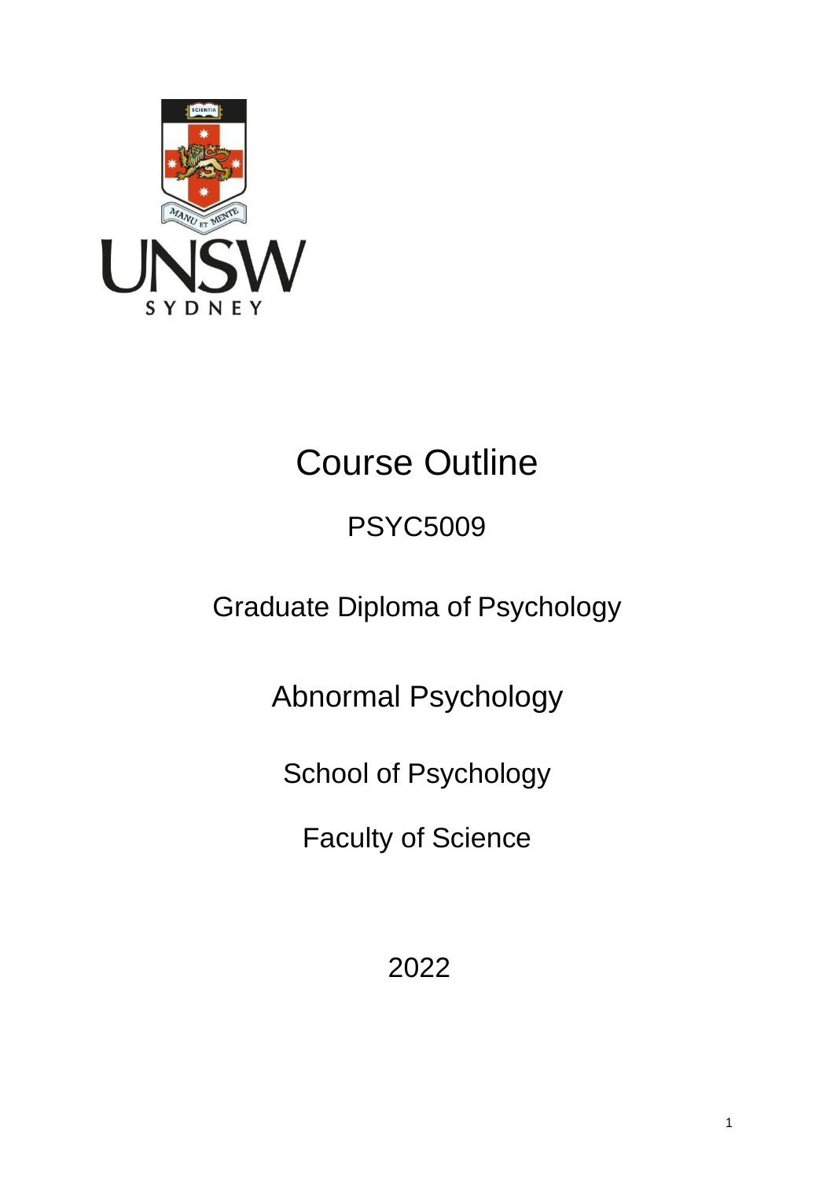# Course Outline

## PSYC5009

## Graduate Diploma of Psychology

## Abnormal Psychology

School of Psychology

Faculty of Science

2022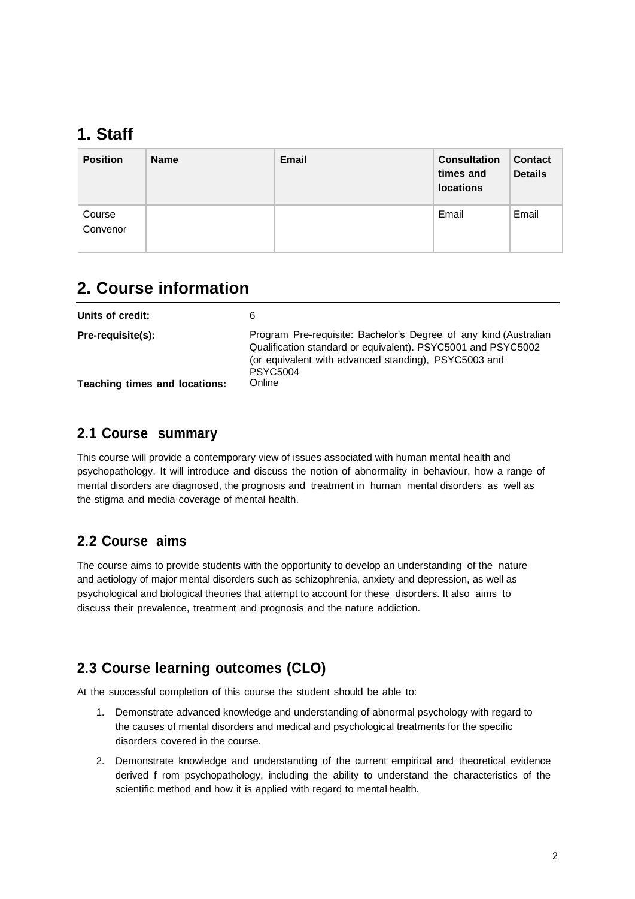# 1. Staff

| Position | Name | Email | Consultation times and locations | Contact Details |
|---|---|---|---|---|
| Course Convenor | | | Email | Email |

# 2. Course information

**Units of credit:** 6

**Pre-requisite(s):** Program Pre-requisite: Bachelor's Degree of any kind (Australian Qualification standard or equivalent). PSYC5001 and PSYC5002 (or equivalent with advanced standing), PSYC5003 and PSYC5004

**Teaching times and locations:** Online

## 2.1 Course summary

This course will provide a contemporary view of issues associated with human mental health and psychopathology. It will introduce and discuss the notion of abnormality in behaviour, how a range of mental disorders are diagnosed, the prognosis and treatment in human mental disorders as well as the stigma and media coverage of mental health.

## 2.2 Course aims

The course aims to provide students with the opportunity to develop an understanding of the nature and aetiology of major mental disorders such as schizophrenia, anxiety and depression, as well as psychological and biological theories that attempt to account for these disorders. It also aims to discuss their prevalence, treatment and prognosis and the nature addiction.

## 2.3 Course learning outcomes (CLO)

At the successful completion of this course the student should be able to:

1. Demonstrate advanced knowledge and understanding of abnormal psychology with regard to the causes of mental disorders and medical and psychological treatments for the specific disorders covered in the course.
2. Demonstrate knowledge and understanding of the current empirical and theoretical evidence derived f rom psychopathology, including the ability to understand the characteristics of the scientific method and how it is applied with regard to mental health.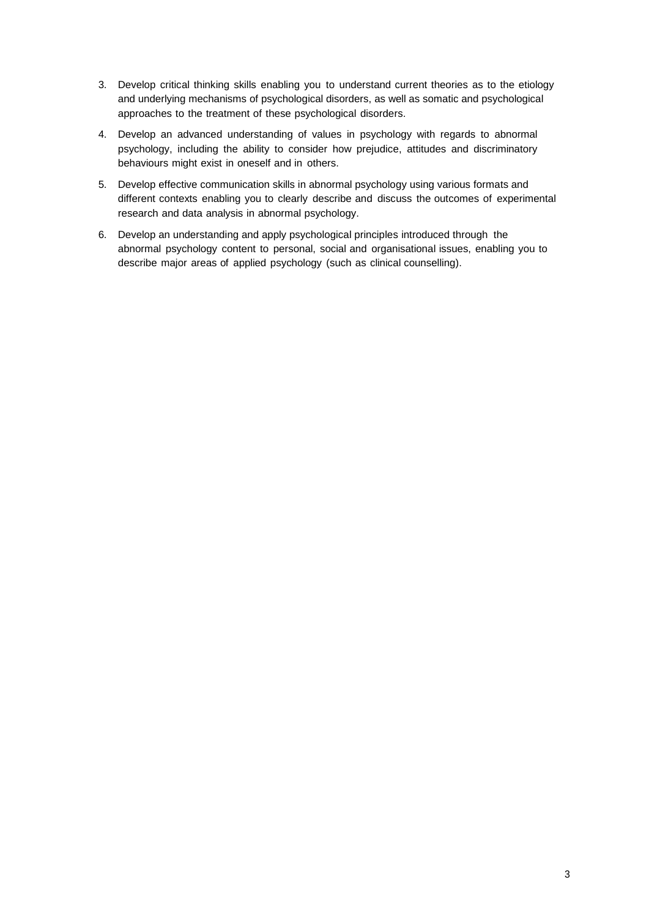3. Develop critical thinking skills enabling you to understand current theories as to the etiology and underlying mechanisms of psychological disorders, as well as somatic and psychological approaches to the treatment of these psychological disorders.
4. Develop an advanced understanding of values in psychology with regards to abnormal psychology, including the ability to consider how prejudice, attitudes and discriminatory behaviours might exist in oneself and in others.
5. Develop effective communication skills in abnormal psychology using various formats and different contexts enabling you to clearly describe and discuss the outcomes of experimental research and data analysis in abnormal psychology.
6. Develop an understanding and apply psychological principles introduced through the abnormal psychology content to personal, social and organisational issues, enabling you to describe major areas of applied psychology (such as clinical counselling).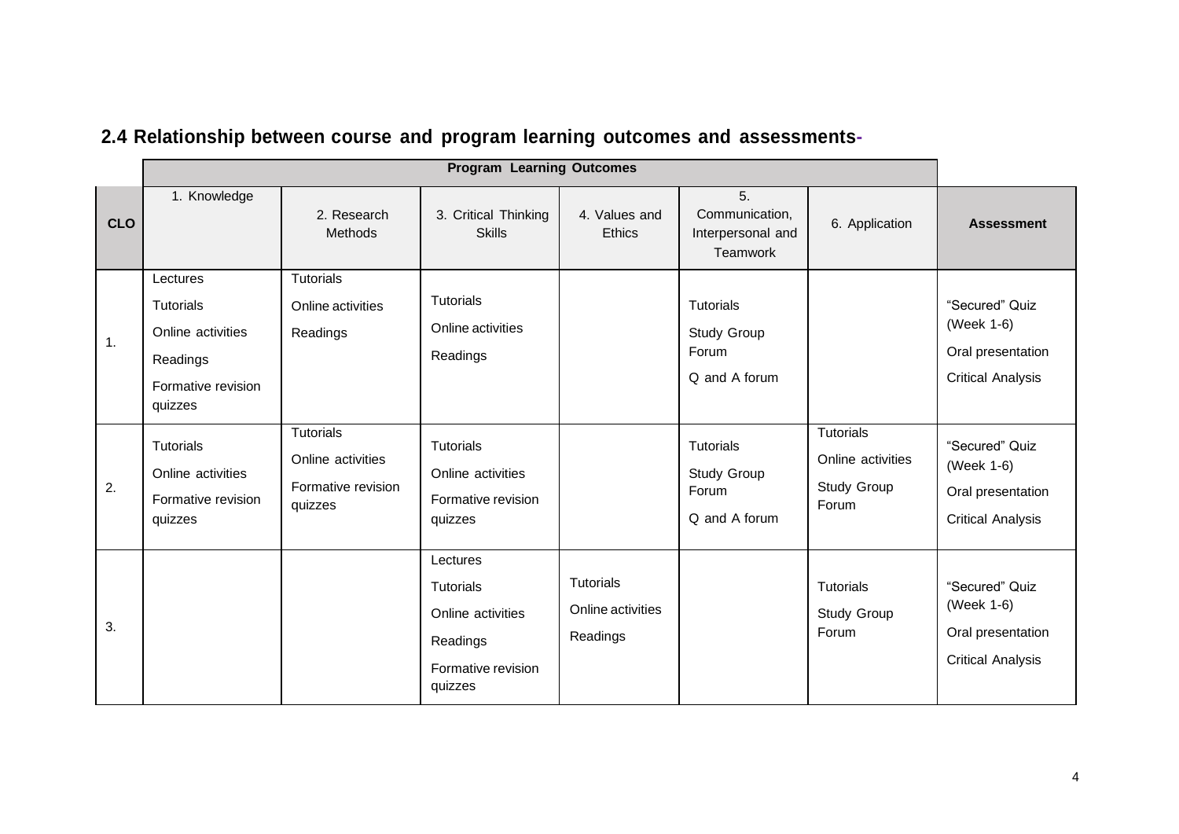## 2.4 Relationship between course and program learning outcomes and assessments-

| | Program Learning Outcomes | | | | | | |
|---|---|---|---|---|---|---|---|
| **CLO** | 1. Knowledge | 2. Research Methods | 3. Critical Thinking Skills | 4. Values and Ethics | 5. Communication, Interpersonal and Teamwork | 6. Application | **Assessment** |
| 1. | Lectures<br>Tutorials<br>Online activities<br>Readings<br>Formative revision quizzes | Tutorials<br>Online activities<br>Readings | Tutorials<br>Online activities<br>Readings | | Tutorials<br>Study Group Forum<br>Q and A forum | | "Secured" Quiz (Week 1-6)<br>Oral presentation<br>Critical Analysis |
| 2. | Tutorials<br>Online activities<br>Formative revision quizzes | Tutorials<br>Online activities<br>Formative revision quizzes | Tutorials<br>Online activities<br>Formative revision quizzes | | Tutorials<br>Study Group Forum<br>Q and A forum | Tutorials<br>Online activities<br>Study Group Forum | "Secured" Quiz (Week 1-6)<br>Oral presentation<br>Critical Analysis |
| 3. | | | Lectures<br>Tutorials<br>Online activities<br>Readings<br>Formative revision quizzes | Tutorials<br>Online activities<br>Readings | | Tutorials<br>Study Group Forum | "Secured" Quiz (Week 1-6)<br>Oral presentation<br>Critical Analysis |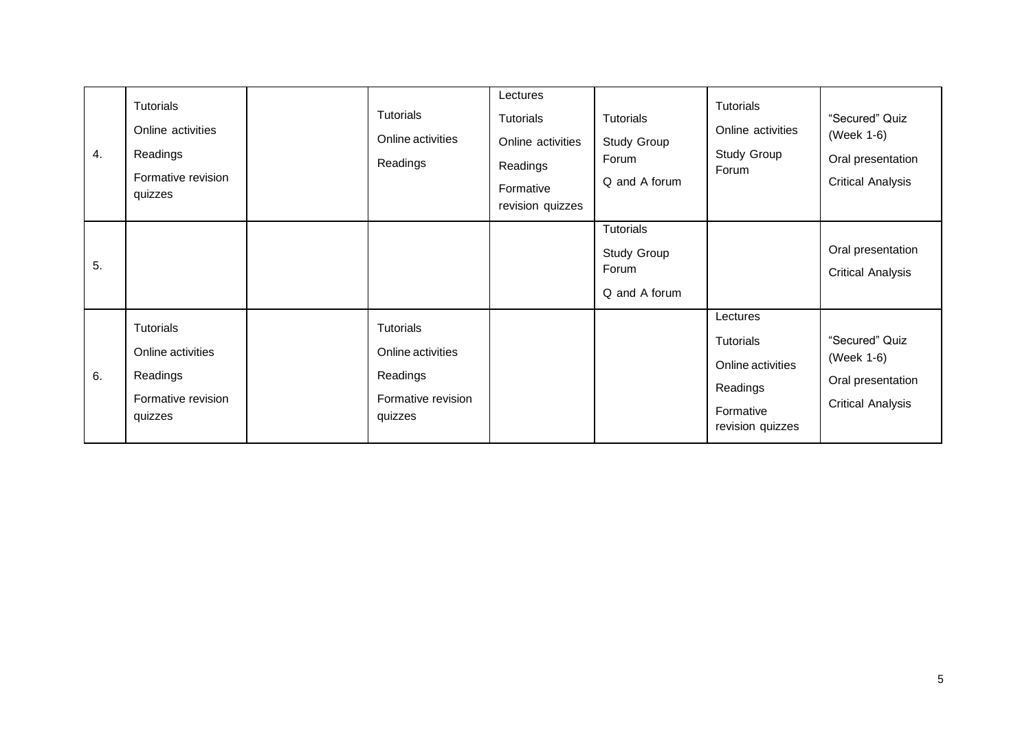| | | | | | | | |
|---|---|---|---|---|---|---|---|
| 4. | Tutorials<br>Online activities<br>Readings<br>Formative revision quizzes | | Tutorials<br>Online activities<br>Readings | Lectures<br>Tutorials<br>Online activities<br>Readings<br>Formative revision quizzes | Tutorials<br>Study Group Forum<br>Q and A forum | Tutorials<br>Online activities<br>Study Group Forum | "Secured" Quiz (Week 1-6)<br>Oral presentation<br>Critical Analysis |
| 5. | | | | | Tutorials<br>Study Group Forum<br>Q and A forum | | Oral presentation<br>Critical Analysis |
| 6. | Tutorials<br>Online activities<br>Readings<br>Formative revision quizzes | | Tutorials<br>Online activities<br>Readings<br>Formative revision quizzes | | | Lectures<br>Tutorials<br>Online activities<br>Readings<br>Formative revision quizzes | "Secured" Quiz (Week 1-6)<br>Oral presentation<br>Critical Analysis |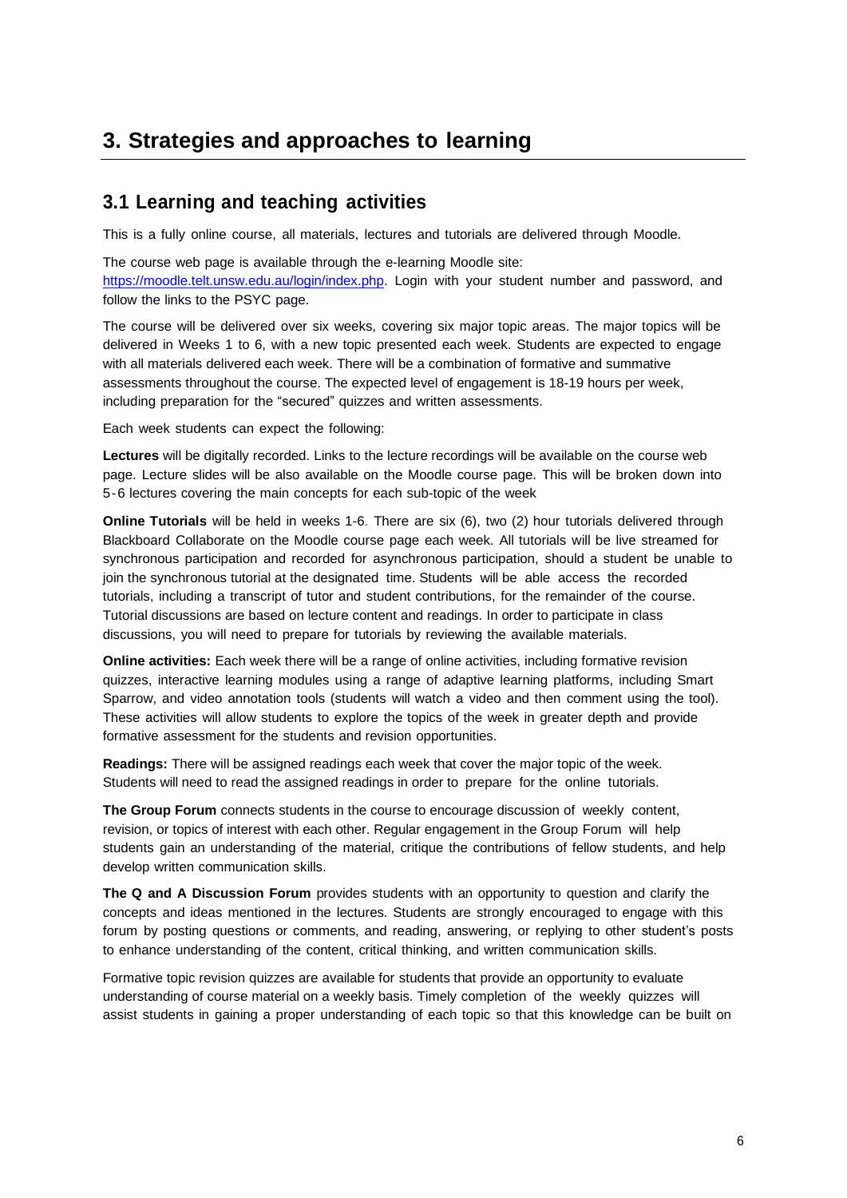# 3. Strategies and approaches to learning

## 3.1 Learning and teaching activities

This is a fully online course, all materials, lectures and tutorials are delivered through Moodle.

The course web page is available through the e-learning Moodle site: [https://moodle.telt.unsw.edu.au/login/index.php](https://moodle.telt.unsw.edu.au/login/index.php). Login with your student number and password, and follow the links to the PSYC page.

The course will be delivered over six weeks, covering six major topic areas. The major topics will be delivered in Weeks 1 to 6, with a new topic presented each week. Students are expected to engage with all materials delivered each week. There will be a combination of formative and summative assessments throughout the course. The expected level of engagement is 18-19 hours per week, including preparation for the "secured" quizzes and written assessments.

Each week students can expect the following:

**Lectures** will be digitally recorded. Links to the lecture recordings will be available on the course web page. Lecture slides will be also available on the Moodle course page. This will be broken down into 5-6 lectures covering the main concepts for each sub-topic of the week

**Online Tutorials** will be held in weeks 1-6. There are six (6), two (2) hour tutorials delivered through Blackboard Collaborate on the Moodle course page each week. All tutorials will be live streamed for synchronous participation and recorded for asynchronous participation, should a student be unable to join the synchronous tutorial at the designated time. Students will be able access the recorded tutorials, including a transcript of tutor and student contributions, for the remainder of the course. Tutorial discussions are based on lecture content and readings. In order to participate in class discussions, you will need to prepare for tutorials by reviewing the available materials.

**Online activities:** Each week there will be a range of online activities, including formative revision quizzes, interactive learning modules using a range of adaptive learning platforms, including Smart Sparrow, and video annotation tools (students will watch a video and then comment using the tool). These activities will allow students to explore the topics of the week in greater depth and provide formative assessment for the students and revision opportunities.

**Readings:** There will be assigned readings each week that cover the major topic of the week. Students will need to read the assigned readings in order to prepare for the online tutorials.

**The Group Forum** connects students in the course to encourage discussion of weekly content, revision, or topics of interest with each other. Regular engagement in the Group Forum will help students gain an understanding of the material, critique the contributions of fellow students, and help develop written communication skills.

**The Q and A Discussion Forum** provides students with an opportunity to question and clarify the concepts and ideas mentioned in the lectures. Students are strongly encouraged to engage with this forum by posting questions or comments, and reading, answering, or replying to other student's posts to enhance understanding of the content, critical thinking, and written communication skills.

Formative topic revision quizzes are available for students that provide an opportunity to evaluate understanding of course material on a weekly basis. Timely completion of the weekly quizzes will assist students in gaining a proper understanding of each topic so that this knowledge can be built on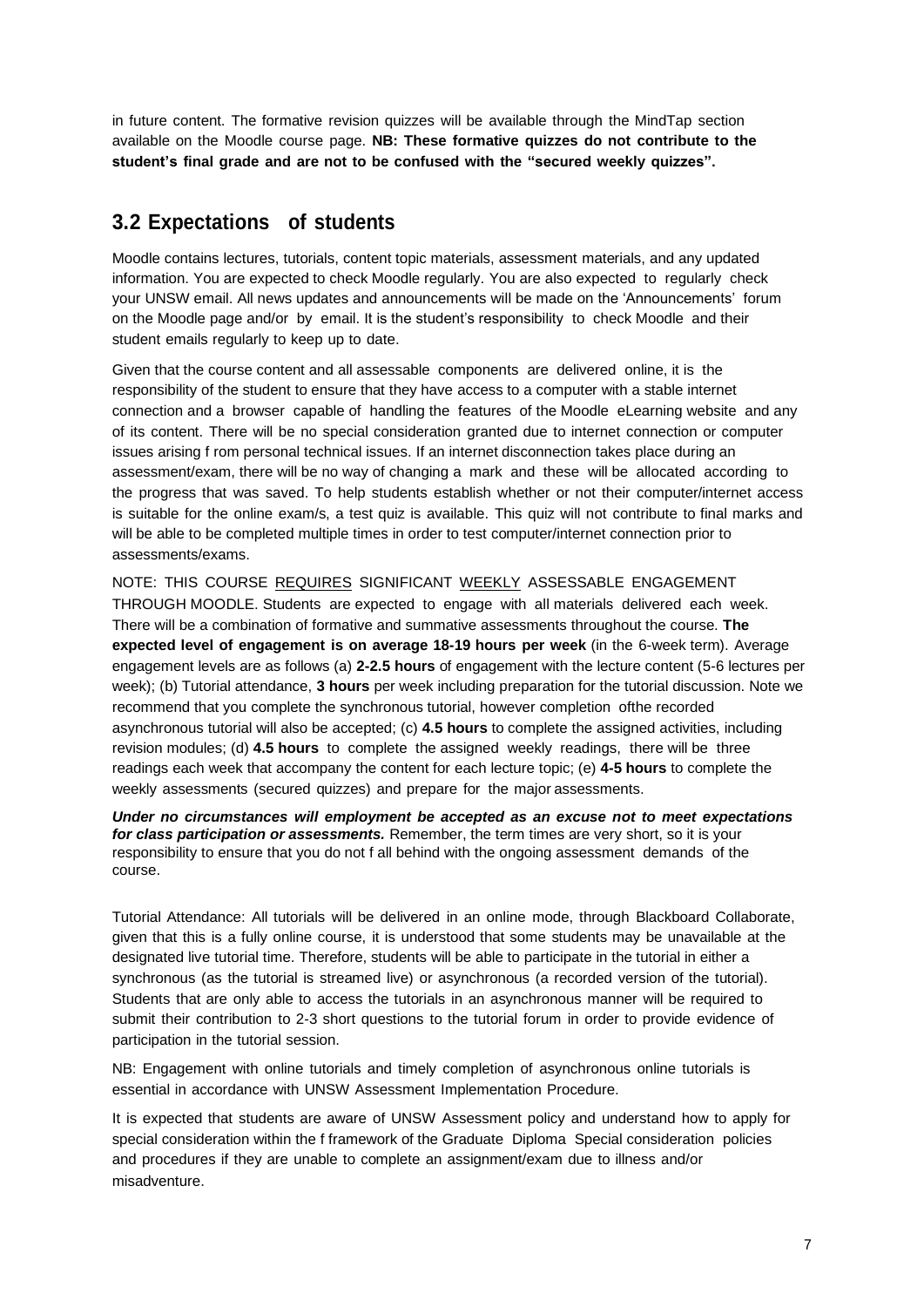in future content. The formative revision quizzes will be available through the MindTap section available on the Moodle course page. **NB: These formative quizzes do not contribute to the student's final grade and are not to be confused with the "secured weekly quizzes".**

## 3.2 Expectations of students

Moodle contains lectures, tutorials, content topic materials, assessment materials, and any updated information. You are expected to check Moodle regularly. You are also expected to regularly check your UNSW email. All news updates and announcements will be made on the 'Announcements' forum on the Moodle page and/or by email. It is the student's responsibility to check Moodle and their student emails regularly to keep up to date.

Given that the course content and all assessable components are delivered online, it is the responsibility of the student to ensure that they have access to a computer with a stable internet connection and a browser capable of handling the features of the Moodle eLearning website and any of its content. There will be no special consideration granted due to internet connection or computer issues arising f rom personal technical issues. If an internet disconnection takes place during an assessment/exam, there will be no way of changing a mark and these will be allocated according to the progress that was saved. To help students establish whether or not their computer/internet access is suitable for the online exam/s, a test quiz is available. This quiz will not contribute to final marks and will be able to be completed multiple times in order to test computer/internet connection prior to assessments/exams.

NOTE: THIS COURSE <u>REQUIRES</u> SIGNIFICANT <u>WEEKLY</u> ASSESSABLE ENGAGEMENT THROUGH MOODLE. Students are expected to engage with all materials delivered each week. There will be a combination of formative and summative assessments throughout the course. **The expected level of engagement is on average 18-19 hours per week** (in the 6-week term). Average engagement levels are as follows (a) **2-2.5 hours** of engagement with the lecture content (5-6 lectures per week); (b) Tutorial attendance, **3 hours** per week including preparation for the tutorial discussion. Note we recommend that you complete the synchronous tutorial, however completion ofthe recorded asynchronous tutorial will also be accepted; (c) **4.5 hours** to complete the assigned activities, including revision modules; (d) **4.5 hours** to complete the assigned weekly readings, there will be three readings each week that accompany the content for each lecture topic; (e) **4-5 hours** to complete the weekly assessments (secured quizzes) and prepare for the major assessments.

***Under no circumstances will employment be accepted as an excuse not to meet expectations for class participation or assessments.*** Remember, the term times are very short, so it is your responsibility to ensure that you do not f all behind with the ongoing assessment demands of the course.

Tutorial Attendance: All tutorials will be delivered in an online mode, through Blackboard Collaborate, given that this is a fully online course, it is understood that some students may be unavailable at the designated live tutorial time. Therefore, students will be able to participate in the tutorial in either a synchronous (as the tutorial is streamed live) or asynchronous (a recorded version of the tutorial). Students that are only able to access the tutorials in an asynchronous manner will be required to submit their contribution to 2-3 short questions to the tutorial forum in order to provide evidence of participation in the tutorial session.

NB: Engagement with online tutorials and timely completion of asynchronous online tutorials is essential in accordance with UNSW Assessment Implementation Procedure.

It is expected that students are aware of UNSW Assessment policy and understand how to apply for special consideration within the f framework of the Graduate Diploma Special consideration policies and procedures if they are unable to complete an assignment/exam due to illness and/or misadventure.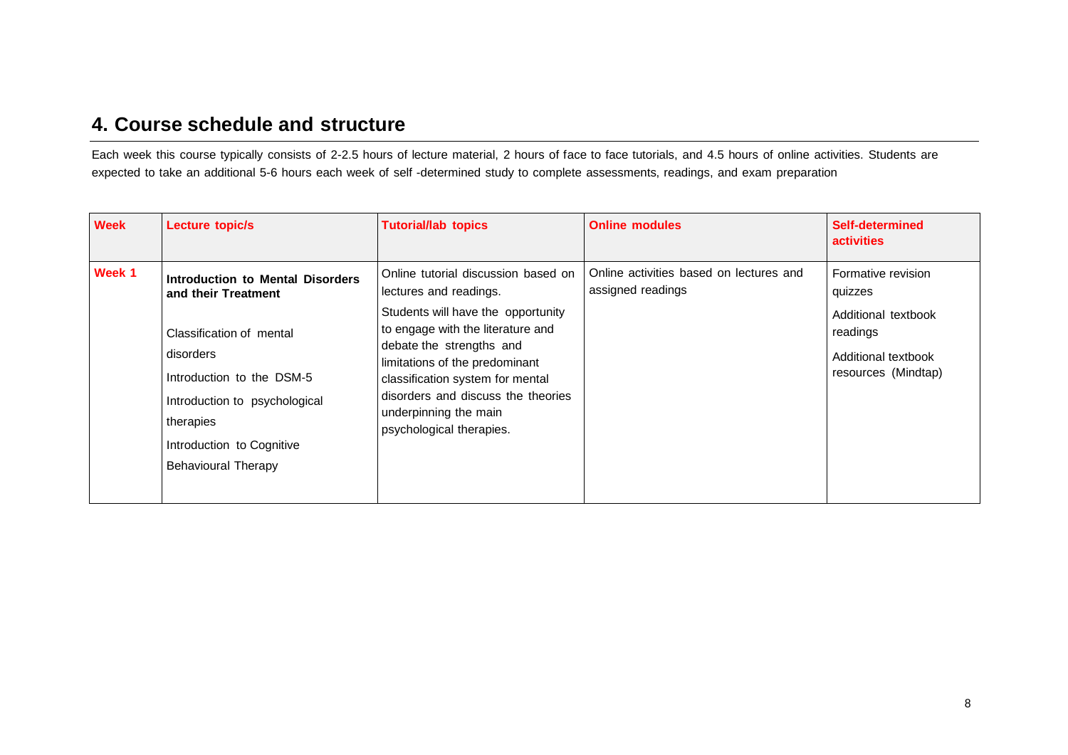## 4. Course schedule and structure

Each week this course typically consists of 2-2.5 hours of lecture material, 2 hours of face to face tutorials, and 4.5 hours of online activities. Students are expected to take an additional 5-6 hours each week of self -determined study to complete assessments, readings, and exam preparation

| Week | Lecture topic/s | Tutorial/lab topics | Online modules | Self-determined activities |
|---|---|---|---|---|
| Week 1 | **Introduction to Mental Disorders and their Treatment**<br><br>Classification of mental disorders<br><br>Introduction to the DSM-5<br><br>Introduction to psychological therapies<br><br>Introduction to Cognitive Behavioural Therapy | Online tutorial discussion based on lectures and readings.<br><br>Students will have the opportunity to engage with the literature and debate the strengths and limitations of the predominant classification system for mental disorders and discuss the theories underpinning the main psychological therapies. | Online activities based on lectures and assigned readings | Formative revision quizzes<br><br>Additional textbook readings<br><br>Additional textbook resources (Mindtap) |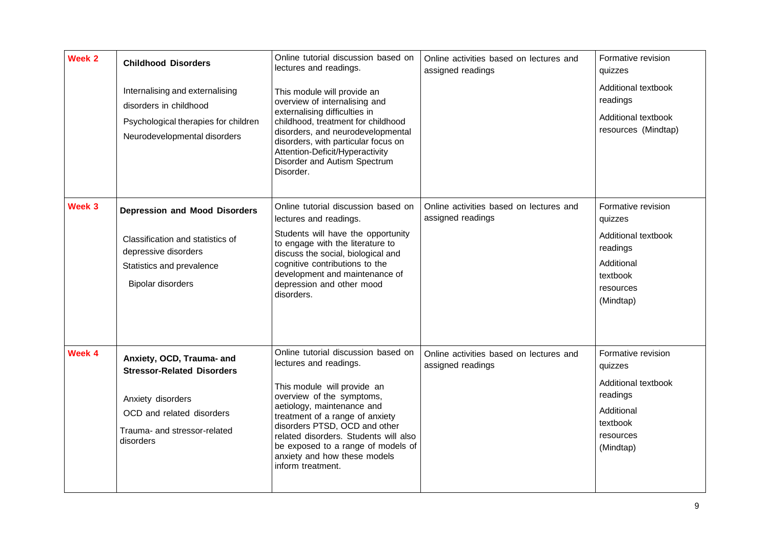| | | | | |
|---|---|---|---|---|
| **Week 2** | **Childhood Disorders**<br><br>Internalising and externalising disorders in childhood<br>Psychological therapies for children<br>Neurodevelopmental disorders | Online tutorial discussion based on lectures and readings.<br><br>This module will provide an overview of internalising and externalising difficulties in childhood, treatment for childhood disorders, and neurodevelopmental disorders, with particular focus on Attention-Deficit/Hyperactivity Disorder and Autism Spectrum Disorder. | Online activities based on lectures and assigned readings | Formative revision quizzes<br><br>Additional textbook readings<br><br>Additional textbook resources (Mindtap) |
| **Week 3** | **Depression and Mood Disorders**<br><br>Classification and statistics of depressive disorders<br>Statistics and prevalence<br>Bipolar disorders | Online tutorial discussion based on lectures and readings.<br><br>Students will have the opportunity to engage with the literature to discuss the social, biological and cognitive contributions to the development and maintenance of depression and other mood disorders. | Online activities based on lectures and assigned readings | Formative revision quizzes<br><br>Additional textbook readings<br><br>Additional textbook resources (Mindtap) |
| **Week 4** | **Anxiety, OCD, Trauma- and Stressor-Related Disorders**<br><br>Anxiety disorders<br>OCD and related disorders<br>Trauma- and stressor-related disorders | Online tutorial discussion based on lectures and readings.<br><br>This module will provide an overview of the symptoms, aetiology, maintenance and treatment of a range of anxiety disorders PTSD, OCD and other related disorders. Students will also be exposed to a range of models of anxiety and how these models inform treatment. | Online activities based on lectures and assigned readings | Formative revision quizzes<br><br>Additional textbook readings<br><br>Additional textbook resources (Mindtap) |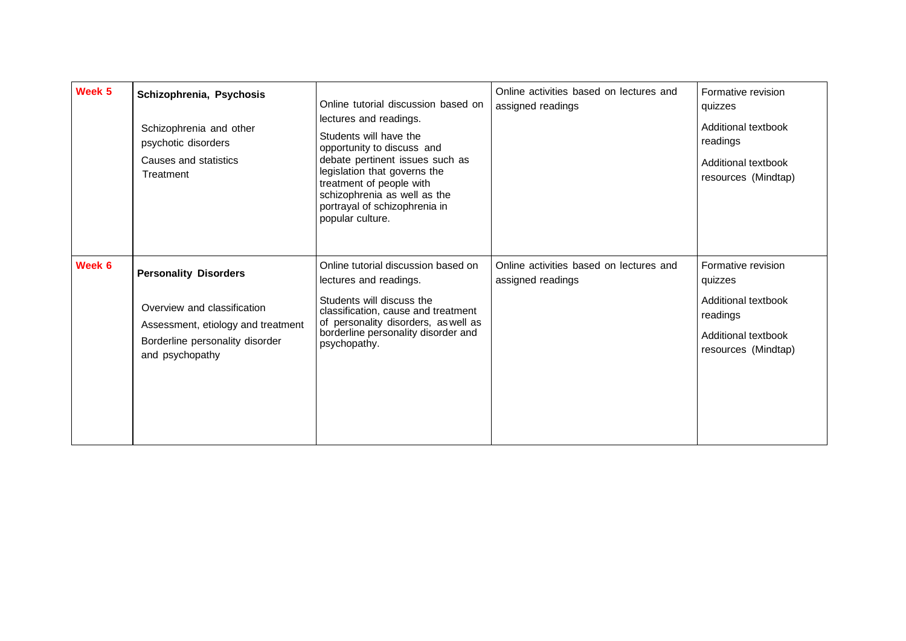| | | | | |
|---|---|---|---|---|
| **Week 5** | **Schizophrenia, Psychosis**<br><br>Schizophrenia and other psychotic disorders<br>Causes and statistics<br>Treatment | Online tutorial discussion based on lectures and readings.<br>Students will have the opportunity to discuss and debate pertinent issues such as legislation that governs the treatment of people with schizophrenia as well as the portrayal of schizophrenia in popular culture. | Online activities based on lectures and assigned readings | Formative revision quizzes<br>Additional textbook readings<br>Additional textbook resources (Mindtap) |
| **Week 6** | **Personality Disorders**<br><br>Overview and classification<br>Assessment, etiology and treatment<br>Borderline personality disorder and psychopathy | Online tutorial discussion based on lectures and readings.<br>Students will discuss the classification, cause and treatment of personality disorders, as well as borderline personality disorder and psychopathy. | Online activities based on lectures and assigned readings | Formative revision quizzes<br>Additional textbook readings<br>Additional textbook resources (Mindtap) |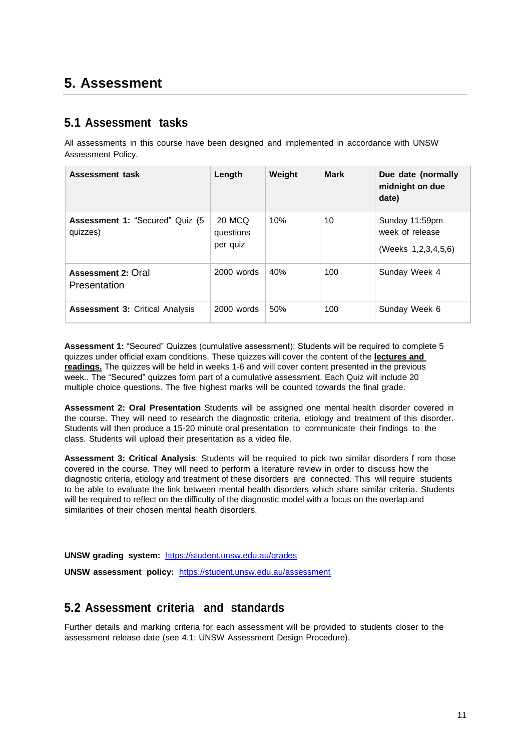# 5. Assessment

## 5.1 Assessment tasks

All assessments in this course have been designed and implemented in accordance with UNSW Assessment Policy.

| Assessment task | Length | Weight | Mark | Due date (normally midnight on due date) |
|---|---|---|---|---|
| **Assessment 1:** "Secured" Quiz (5 quizzes) | 20 MCQ questions per quiz | 10% | 10 | Sunday 11:59pm week of release (Weeks 1,2,3,4,5,6) |
| **Assessment 2:** Oral Presentation | 2000 words | 40% | 100 | Sunday Week 4 |
| **Assessment 3:** Critical Analysis | 2000 words | 50% | 100 | Sunday Week 6 |

**Assessment 1:** "Secured" Quizzes (cumulative assessment): Students will be required to complete 5 quizzes under official exam conditions. These quizzes will cover the content of the **lectures and readings.** The quizzes will be held in weeks 1-6 and will cover content presented in the previous week.. The "Secured" quizzes form part of a cumulative assessment. Each Quiz will include 20 multiple choice questions. The five highest marks will be counted towards the final grade.

**Assessment 2: Oral Presentation** Students will be assigned one mental health disorder covered in the course. They will need to research the diagnostic criteria, etiology and treatment of this disorder. Students will then produce a 15-20 minute oral presentation to communicate their findings to the class. Students will upload their presentation as a video file.

**Assessment 3: Critical Analysis**: Students will be required to pick two similar disorders f rom those covered in the course. They will need to perform a literature review in order to discuss how the diagnostic criteria, etiology and treatment of these disorders are connected. This will require students to be able to evaluate the link between mental health disorders which share similar criteria. Students will be required to reflect on the difficulty of the diagnostic model with a focus on the overlap and similarities of their chosen mental health disorders.

**UNSW grading system:** https://student.unsw.edu.au/grades

**UNSW assessment policy:** https://student.unsw.edu.au/assessment

## 5.2 Assessment criteria and standards

Further details and marking criteria for each assessment will be provided to students closer to the assessment release date (see 4.1: UNSW Assessment Design Procedure).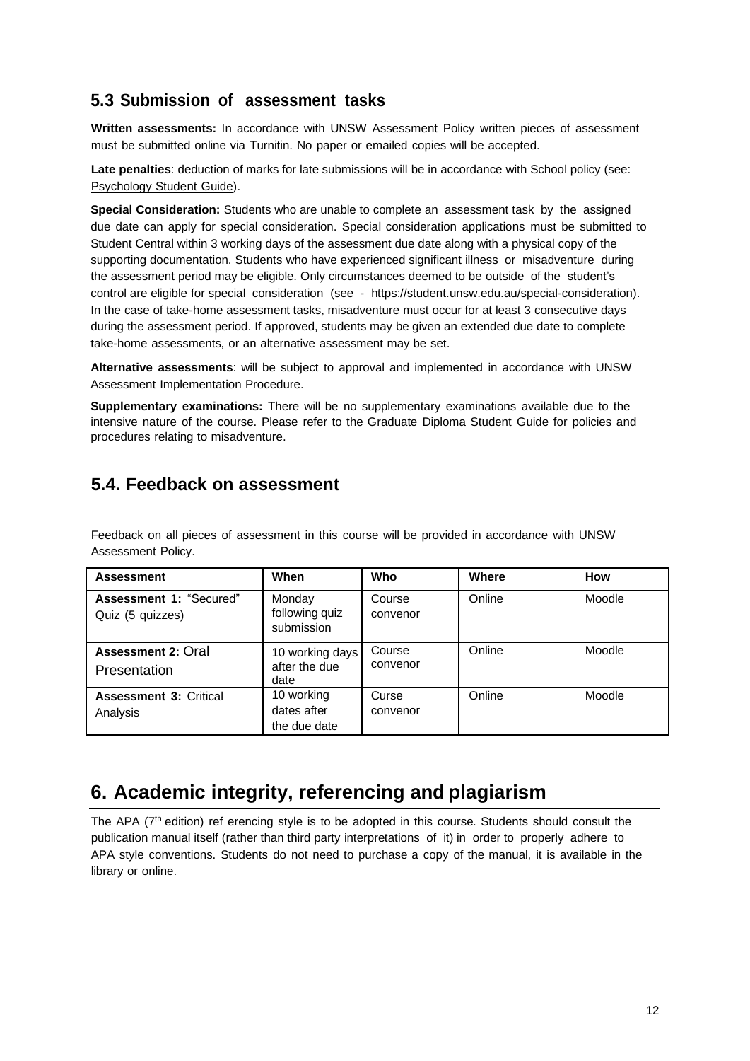## 5.3 Submission of assessment tasks

**Written assessments:** In accordance with UNSW Assessment Policy written pieces of assessment must be submitted online via Turnitin. No paper or emailed copies will be accepted.

**Late penalties**: deduction of marks for late submissions will be in accordance with School policy (see: Psychology Student Guide).

**Special Consideration:** Students who are unable to complete an assessment task by the assigned due date can apply for special consideration. Special consideration applications must be submitted to Student Central within 3 working days of the assessment due date along with a physical copy of the supporting documentation. Students who have experienced significant illness or misadventure during the assessment period may be eligible. Only circumstances deemed to be outside of the student's control are eligible for special consideration (see - https://student.unsw.edu.au/special-consideration). In the case of take-home assessment tasks, misadventure must occur for at least 3 consecutive days during the assessment period. If approved, students may be given an extended due date to complete take-home assessments, or an alternative assessment may be set.

**Alternative assessments**: will be subject to approval and implemented in accordance with UNSW Assessment Implementation Procedure.

**Supplementary examinations:** There will be no supplementary examinations available due to the intensive nature of the course. Please refer to the Graduate Diploma Student Guide for policies and procedures relating to misadventure.

## 5.4. Feedback on assessment

Feedback on all pieces of assessment in this course will be provided in accordance with UNSW Assessment Policy.

| Assessment | When | Who | Where | How |
|---|---|---|---|---|
| **Assessment 1:** "Secured" Quiz (5 quizzes) | Monday following quiz submission | Course convenor | Online | Moodle |
| **Assessment 2:** Oral Presentation | 10 working days after the due date | Course convenor | Online | Moodle |
| **Assessment 3:** Critical Analysis | 10 working dates after the due date | Curse convenor | Online | Moodle |

# 6. Academic integrity, referencing and plagiarism

The APA (7th edition) ref erencing style is to be adopted in this course. Students should consult the publication manual itself (rather than third party interpretations of it) in order to properly adhere to APA style conventions. Students do not need to purchase a copy of the manual, it is available in the library or online.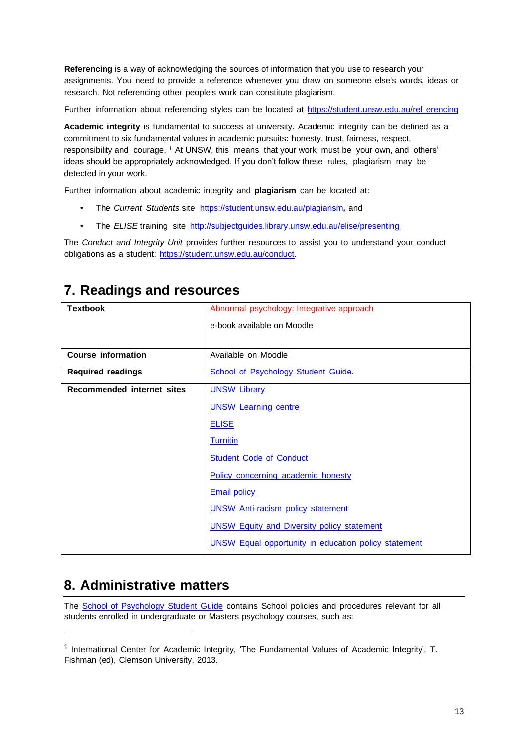**Referencing** is a way of acknowledging the sources of information that you use to research your assignments. You need to provide a reference whenever you draw on someone else's words, ideas or research. Not referencing other people's work can constitute plagiarism.

Further information about referencing styles can be located at https://student.unsw.edu.au/ref erencing

**Academic integrity** is fundamental to success at university. Academic integrity can be defined as a commitment to six fundamental values in academic pursuits**:** honesty, trust, fairness, respect, responsibility and courage. [1] At UNSW, this means that your work must be your own, and others' ideas should be appropriately acknowledged. If you don't follow these rules, plagiarism may be detected in your work.

Further information about academic integrity and **plagiarism** can be located at:

- The *Current Students* site https://student.unsw.edu.au/plagiarism**,** and
- The *ELISE* training site http://subjectguides.library.unsw.edu.au/elise/presenting

The *Conduct and Integrity Unit* provides further resources to assist you to understand your conduct obligations as a student: https://student.unsw.edu.au/conduct.

## 7. Readings and resources

| | |
|---|---|
| **Textbook** | Abnormal psychology: Integrative approach<br><br>e-book available on Moodle |
| **Course information** | Available on Moodle |
| **Required readings** | School of Psychology Student Guide. |
| **Recommended internet sites** | UNSW Library<br><br>UNSW Learning centre<br><br>ELISE<br><br>Turnitin<br><br>Student Code of Conduct<br><br>Policy concerning academic honesty<br><br>Email policy<br><br>UNSW Anti-racism policy statement<br><br>UNSW Equity and Diversity policy statement<br><br>UNSW Equal opportunity in education policy statement |

## 8. Administrative matters

The School of Psychology Student Guide contains School policies and procedures relevant for all students enrolled in undergraduate or Masters psychology courses, such as:

---

[1] International Center for Academic Integrity, 'The Fundamental Values of Academic Integrity', T. Fishman (ed), Clemson University, 2013.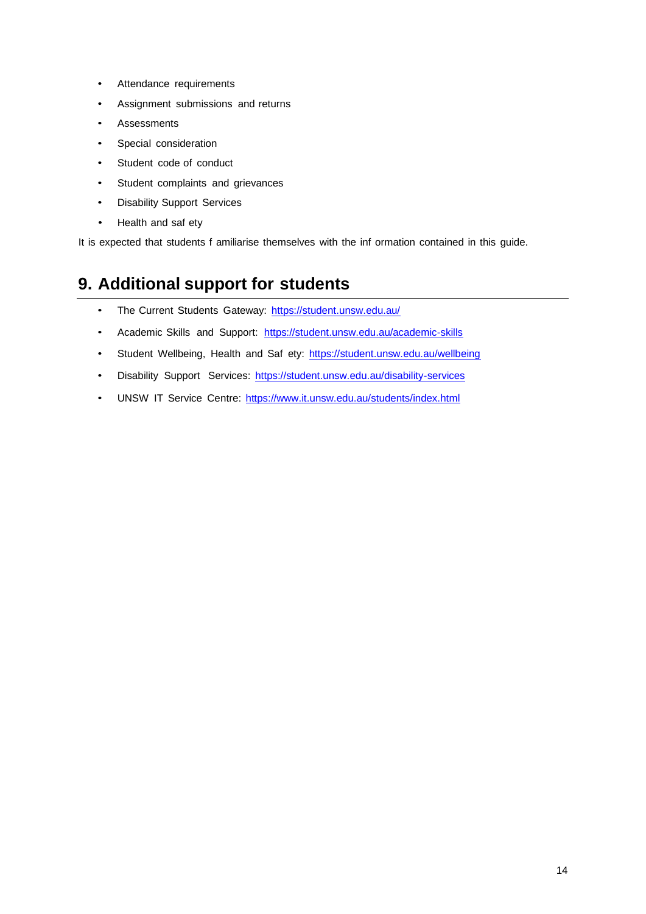- Attendance requirements
- Assignment submissions and returns
- Assessments
- Special consideration
- Student code of conduct
- Student complaints and grievances
- Disability Support Services
- Health and safety

It is expected that students familiarise themselves with the information contained in this guide.

## 9. Additional support for students

- The Current Students Gateway: https://student.unsw.edu.au/
- Academic Skills and Support: https://student.unsw.edu.au/academic-skills
- Student Wellbeing, Health and Safety: https://student.unsw.edu.au/wellbeing
- Disability Support Services: https://student.unsw.edu.au/disability-services
- UNSW IT Service Centre: https://www.it.unsw.edu.au/students/index.html